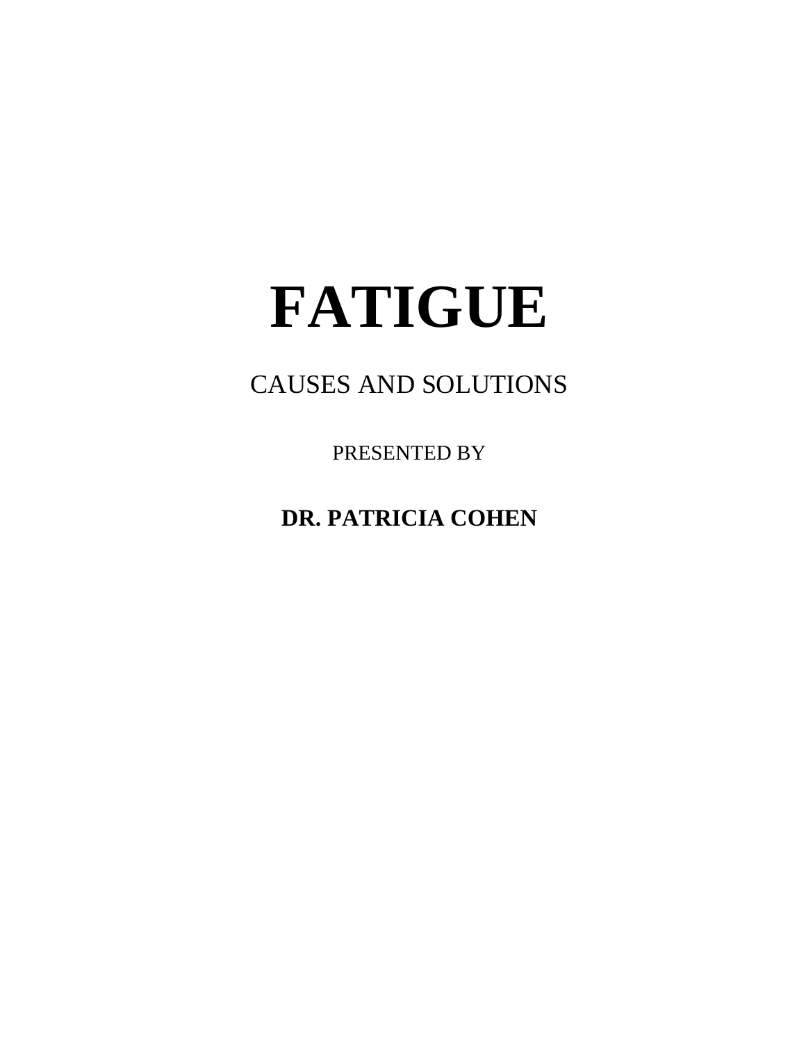# FATIGUE

CAUSES AND SOLUTIONS

PRESENTED BY

**DR. PATRICIA COHEN**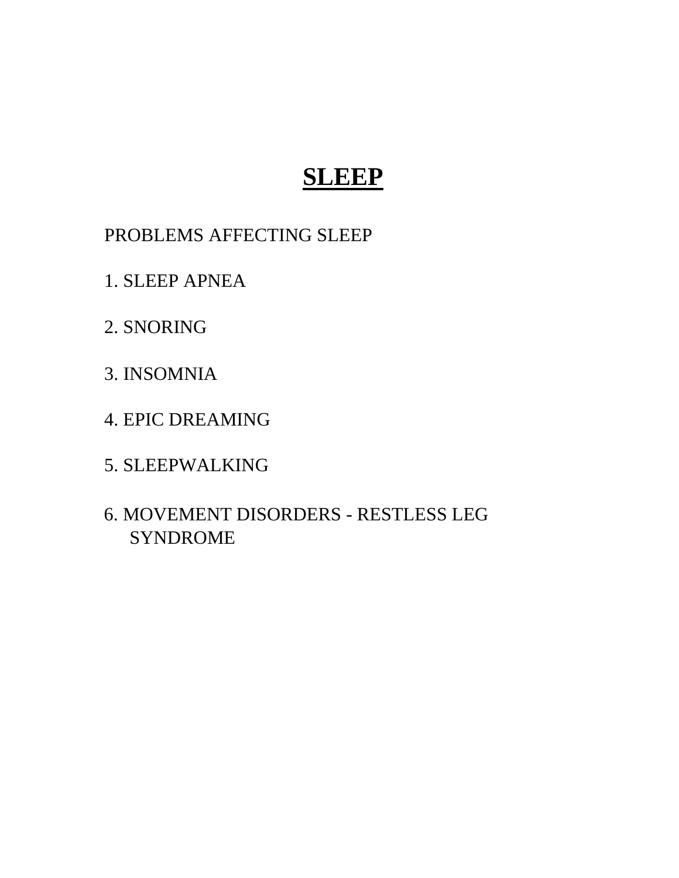# **SLEEP**

PROBLEMS AFFECTING SLEEP

1. SLEEP APNEA

2. SNORING

3. INSOMNIA

4. EPIC DREAMING

5. SLEEPWALKING

6. MOVEMENT DISORDERS - RESTLESS LEG SYNDROME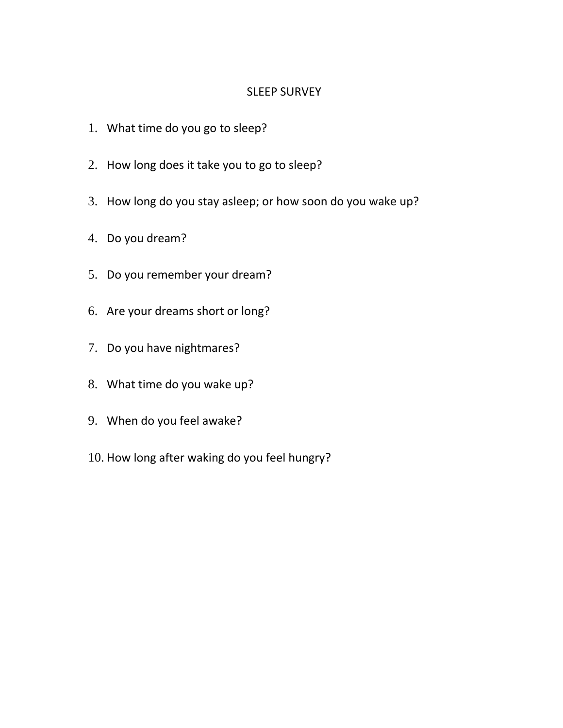# SLEEP SURVEY

1. What time do you go to sleep?
2. How long does it take you to go to sleep?
3. How long do you stay asleep; or how soon do you wake up?
4. Do you dream?
5. Do you remember your dream?
6. Are your dreams short or long?
7. Do you have nightmares?
8. What time do you wake up?
9. When do you feel awake?
10. How long after waking do you feel hungry?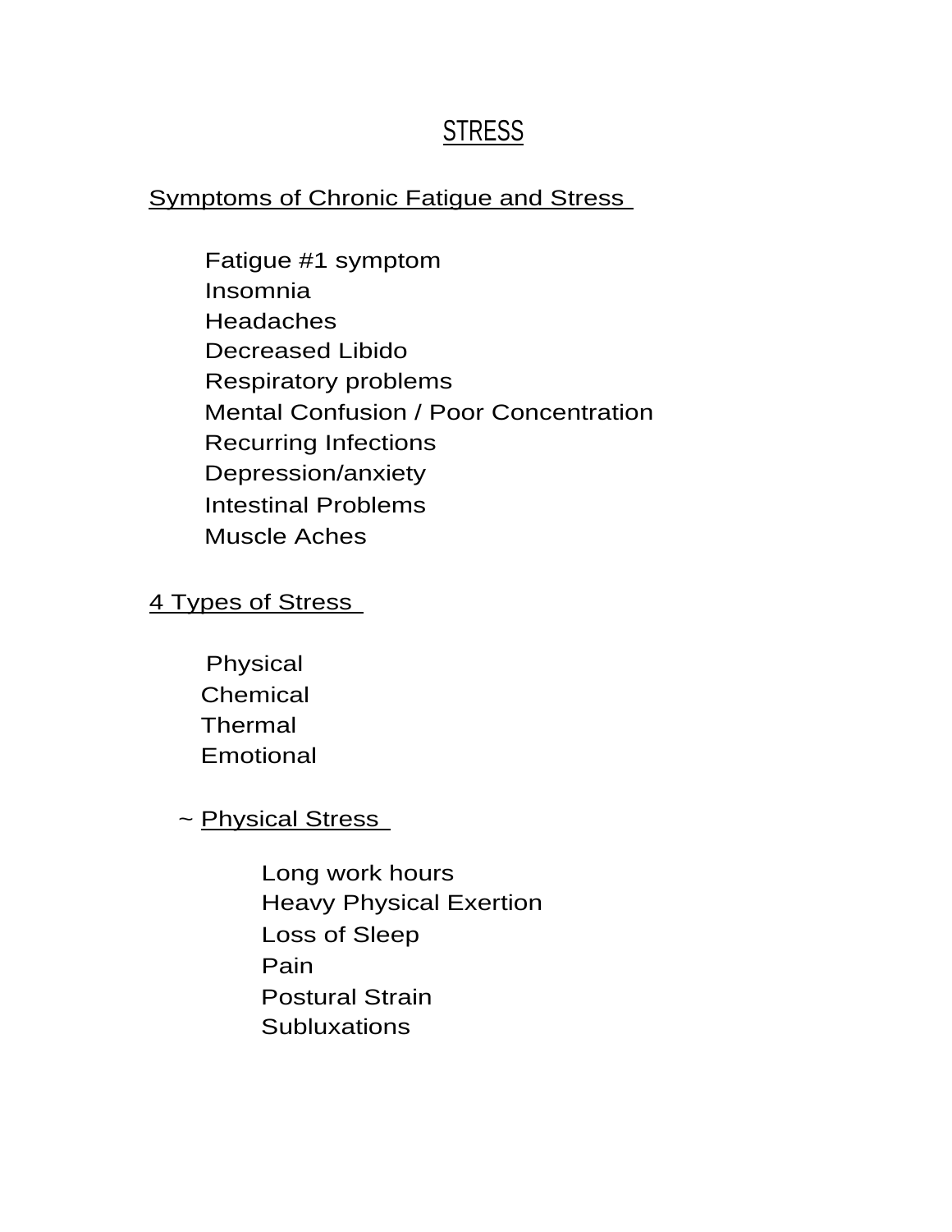# STRESS

## Symptoms of Chronic Fatigue and Stress

- Fatigue #1 symptom
- Insomnia
- Headaches
- Decreased Libido
- Respiratory problems
- Mental Confusion / Poor Concentration
- Recurring Infections
- Depression/anxiety
- Intestinal Problems
- Muscle Aches

## 4 Types of Stress

- Physical
- Chemical
- Thermal
- Emotional

### ~ Physical Stress

- Long work hours
- Heavy Physical Exertion
- Loss of Sleep
- Pain
- Postural Strain
- Subluxations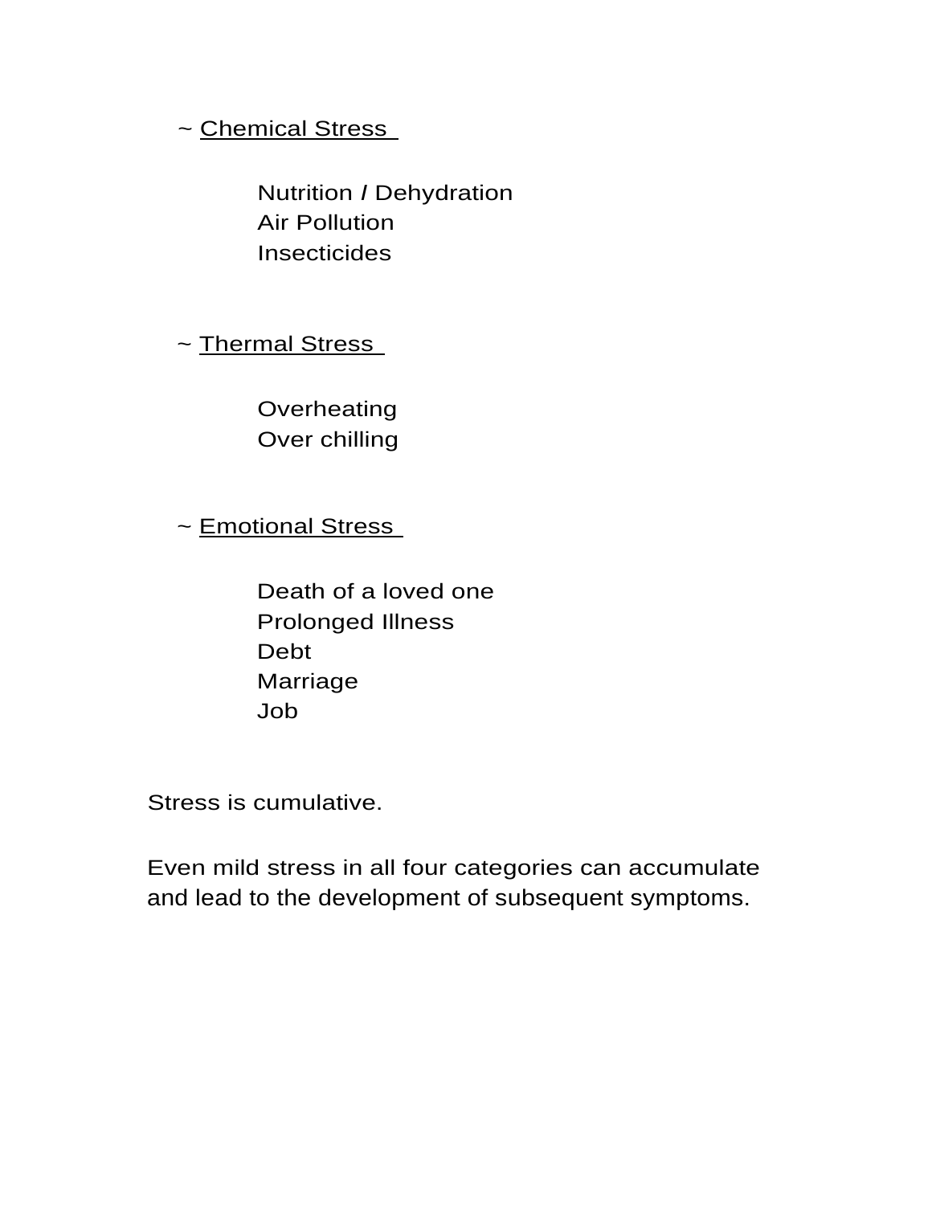~ <u>Chemical Stress</u>

Nutrition / Dehydration
Air Pollution
Insecticides

~ <u>Thermal Stress</u>

Overheating
Over chilling

~ <u>Emotional Stress</u>

Death of a loved one
Prolonged Illness
Debt
Marriage
Job

Stress is cumulative.

Even mild stress in all four categories can accumulate and lead to the development of subsequent symptoms.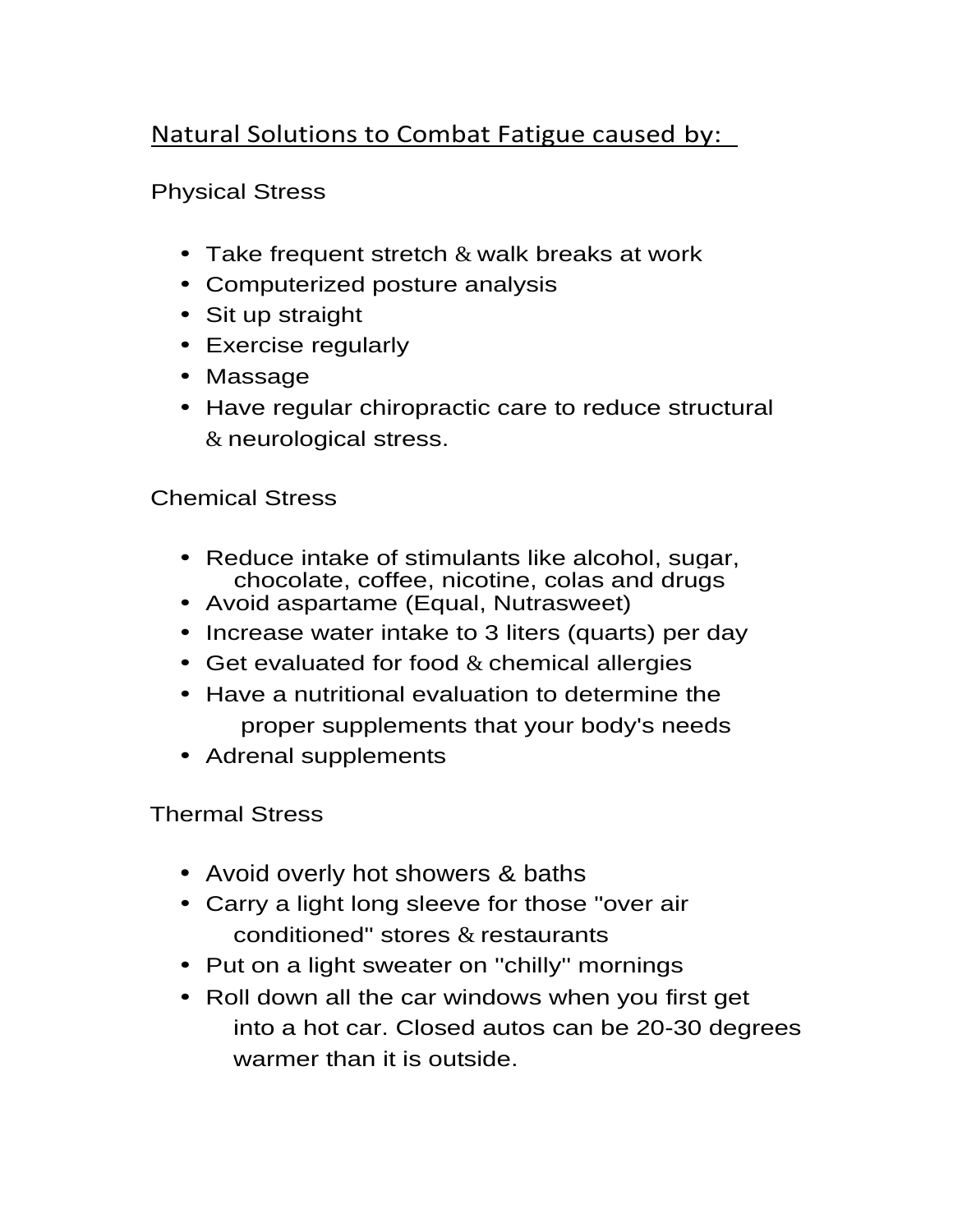## Natural Solutions to Combat Fatigue caused by:

### Physical Stress

- Take frequent stretch & walk breaks at work
- Computerized posture analysis
- Sit up straight
- Exercise regularly
- Massage
- Have regular chiropractic care to reduce structural & neurological stress.

### Chemical Stress

- Reduce intake of stimulants like alcohol, sugar, chocolate, coffee, nicotine, colas and drugs
- Avoid aspartame (Equal, Nutrasweet)
- Increase water intake to 3 liters (quarts) per day
- Get evaluated for food & chemical allergies
- Have a nutritional evaluation to determine the proper supplements that your body's needs
- Adrenal supplements

### Thermal Stress

- Avoid overly hot showers & baths
- Carry a light long sleeve for those "over air conditioned" stores & restaurants
- Put on a light sweater on "chilly" mornings
- Roll down all the car windows when you first get into a hot car. Closed autos can be 20-30 degrees warmer than it is outside.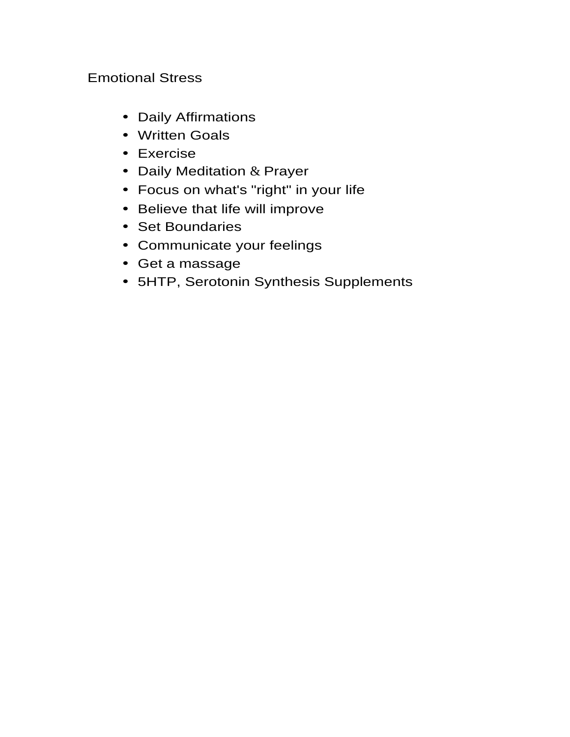Emotional Stress

- Daily Affirmations
- Written Goals
- Exercise
- Daily Meditation & Prayer
- Focus on what's "right" in your life
- Believe that life will improve
- Set Boundaries
- Communicate your feelings
- Get a massage
- 5HTP, Serotonin Synthesis Supplements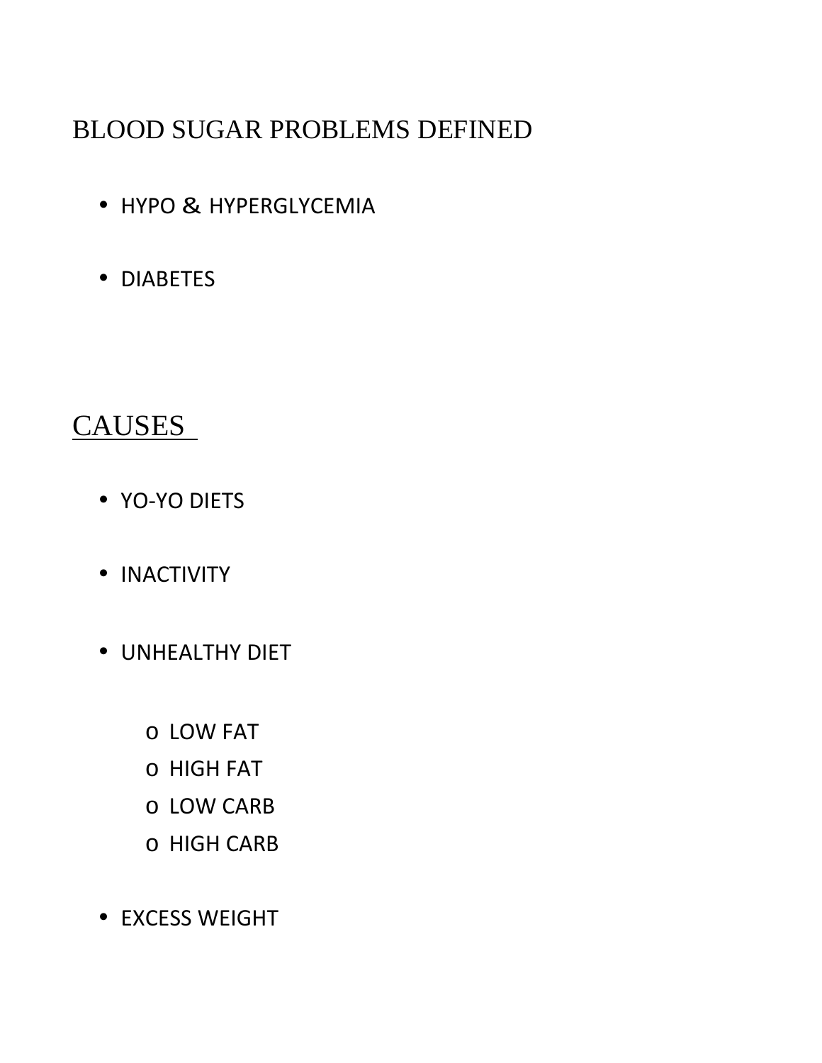## BLOOD SUGAR PROBLEMS DEFINED

- HYPO & HYPERGLYCEMIA
- DIABETES

## CAUSES

- YO-YO DIETS
- INACTIVITY
- UNHEALTHY DIET
  - LOW FAT
  - HIGH FAT
  - LOW CARB
  - HIGH CARB
- EXCESS WEIGHT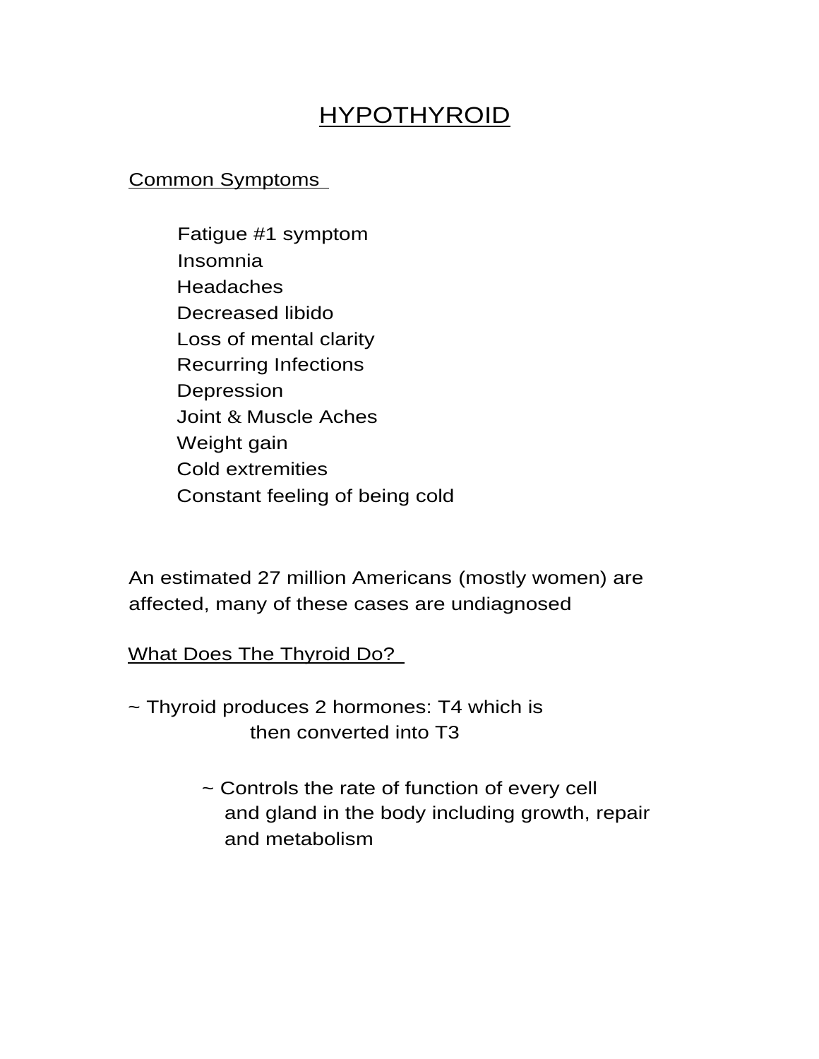# HYPOTHYROID

## Common Symptoms

- Fatigue #1 symptom
- Insomnia
- Headaches
- Decreased libido
- Loss of mental clarity
- Recurring Infections
- Depression
- Joint & Muscle Aches
- Weight gain
- Cold extremities
- Constant feeling of being cold

An estimated 27 million Americans (mostly women) are affected, many of these cases are undiagnosed

## What Does The Thyroid Do?

~ Thyroid produces 2 hormones: T4 which is then converted into T3

~ Controls the rate of function of every cell and gland in the body including growth, repair and metabolism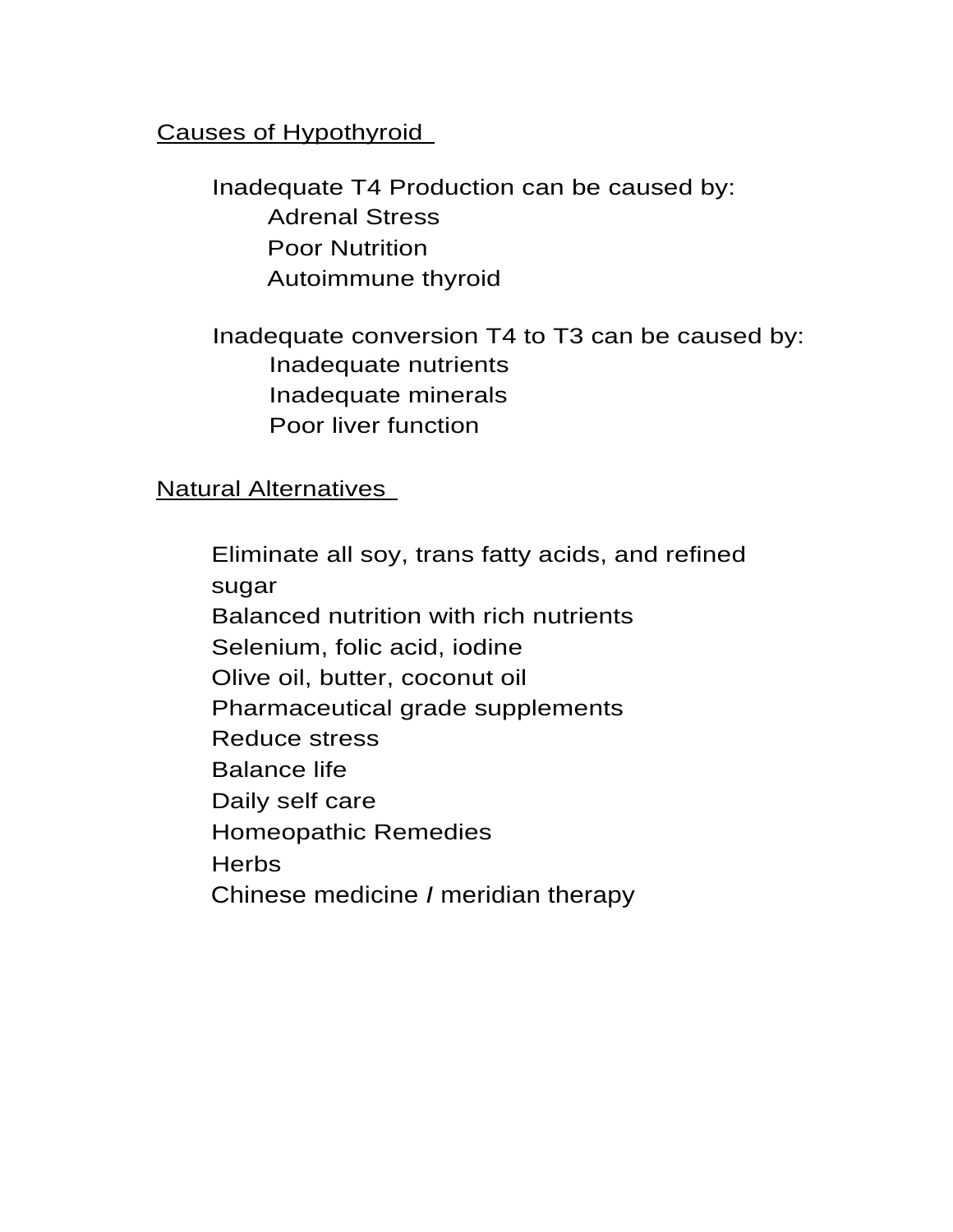## Causes of Hypothyroid

Inadequate T4 Production can be caused by:

- Adrenal Stress
- Poor Nutrition
- Autoimmune thyroid

Inadequate conversion T4 to T3 can be caused by:

- Inadequate nutrients
- Inadequate minerals
- Poor liver function

## Natural Alternatives

- Eliminate all soy, trans fatty acids, and refined sugar
- Balanced nutrition with rich nutrients
- Selenium, folic acid, iodine
- Olive oil, butter, coconut oil
- Pharmaceutical grade supplements
- Reduce stress
- Balance life
- Daily self care
- Homeopathic Remedies
- Herbs
- Chinese medicine / meridian therapy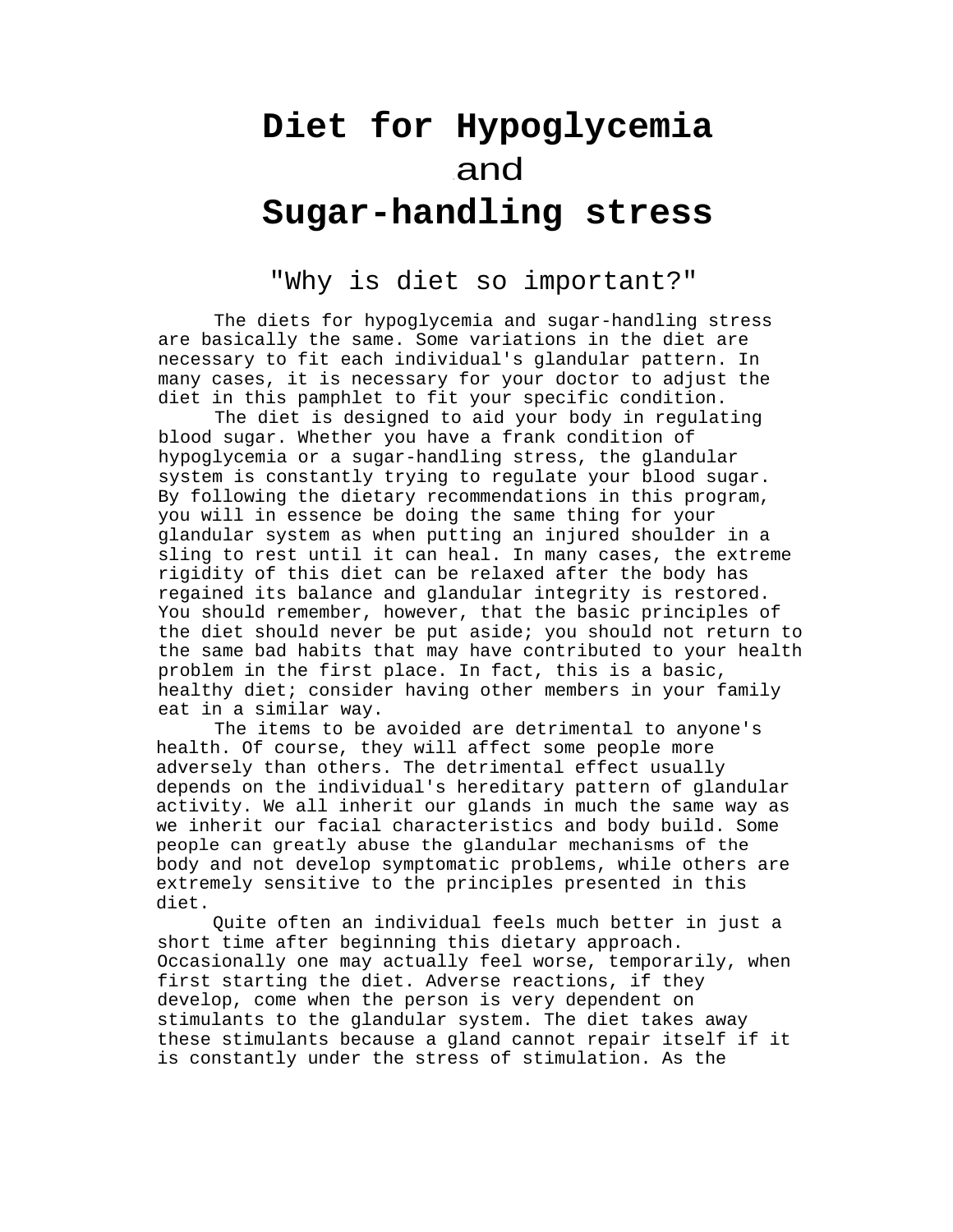# Diet for Hypoglycemia
and
# Sugar-handling stress

## "Why is diet so important?"

The diets for hypoglycemia and sugar-handling stress are basically the same. Some variations in the diet are necessary to fit each individual's glandular pattern. In many cases, it is necessary for your doctor to adjust the diet in this pamphlet to fit your specific condition.

The diet is designed to aid your body in regulating blood sugar. Whether you have a frank condition of hypoglycemia or a sugar-handling stress, the glandular system is constantly trying to regulate your blood sugar. By following the dietary recommendations in this program, you will in essence be doing the same thing for your glandular system as when putting an injured shoulder in a sling to rest until it can heal. In many cases, the extreme rigidity of this diet can be relaxed after the body has regained its balance and glandular integrity is restored. You should remember, however, that the basic principles of the diet should never be put aside; you should not return to the same bad habits that may have contributed to your health problem in the first place. In fact, this is a basic, healthy diet; consider having other members in your family eat in a similar way.

The items to be avoided are detrimental to anyone's health. Of course, they will affect some people more adversely than others. The detrimental effect usually depends on the individual's hereditary pattern of glandular activity. We all inherit our glands in much the same way as we inherit our facial characteristics and body build. Some people can greatly abuse the glandular mechanisms of the body and not develop symptomatic problems, while others are extremely sensitive to the principles presented in this diet.

Quite often an individual feels much better in just a short time after beginning this dietary approach. Occasionally one may actually feel worse, temporarily, when first starting the diet. Adverse reactions, if they develop, come when the person is very dependent on stimulants to the glandular system. The diet takes away these stimulants because a gland cannot repair itself if it is constantly under the stress of stimulation. As the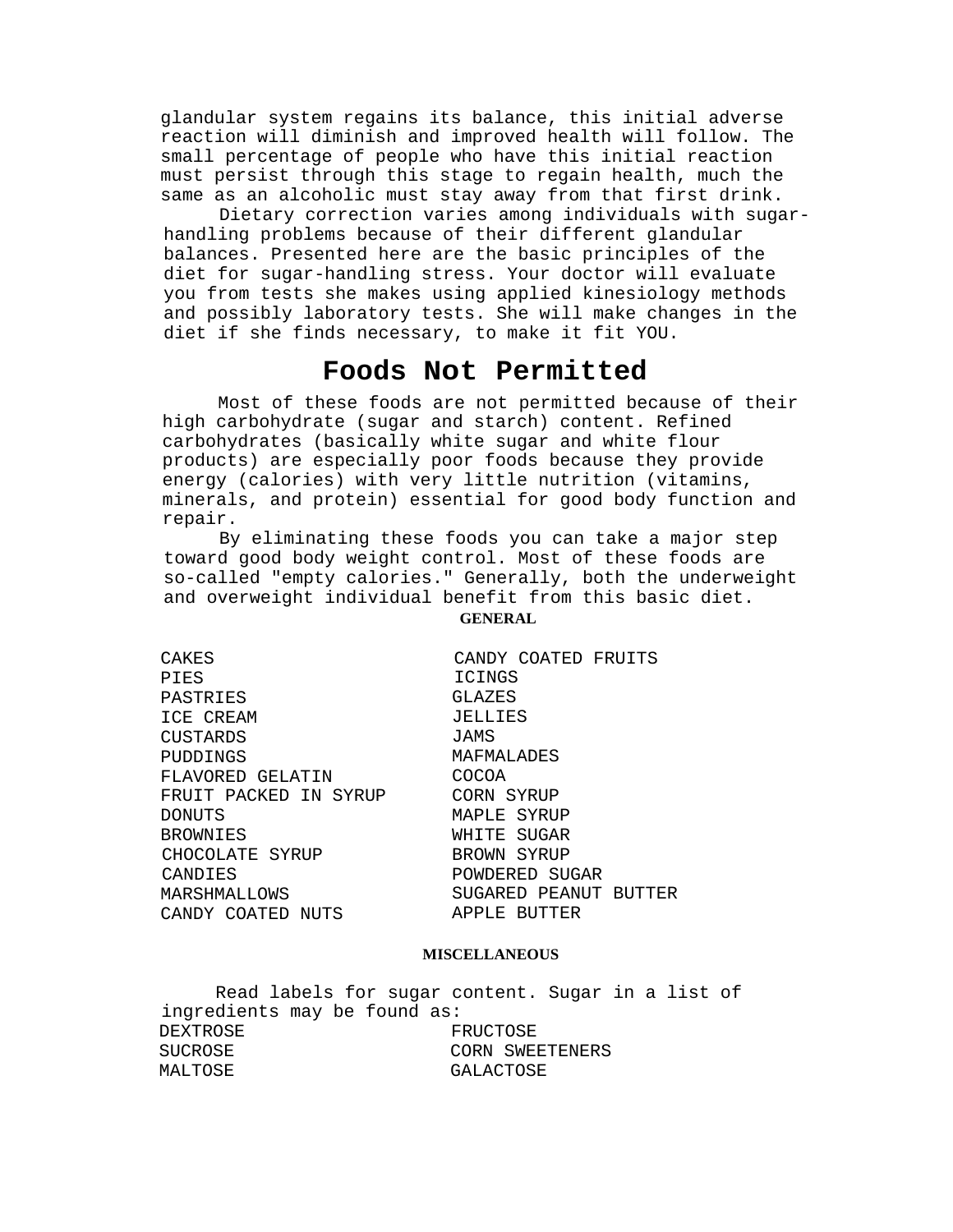glandular system regains its balance, this initial adverse reaction will diminish and improved health will follow. The small percentage of people who have this initial reaction must persist through this stage to regain health, much the same as an alcoholic must stay away from that first drink.

Dietary correction varies among individuals with sugar-handling problems because of their different glandular balances. Presented here are the basic principles of the diet for sugar-handling stress. Your doctor will evaluate you from tests she makes using applied kinesiology methods and possibly laboratory tests. She will make changes in the diet if she finds necessary, to make it fit YOU.

# Foods Not Permitted

Most of these foods are not permitted because of their high carbohydrate (sugar and starch) content. Refined carbohydrates (basically white sugar and white flour products) are especially poor foods because they provide energy (calories) with very little nutrition (vitamins, minerals, and protein) essential for good body function and repair.

By eliminating these foods you can take a major step toward good body weight control. Most of these foods are so-called "empty calories." Generally, both the underweight and overweight individual benefit from this basic diet.

**GENERAL**

- CAKES
- PIES
- PASTRIES
- ICE CREAM
- CUSTARDS
- PUDDINGS
- FLAVORED GELATIN
- FRUIT PACKED IN SYRUP
- DONUTS
- BROWNIES
- CHOCOLATE SYRUP
- CANDIES
- MARSHMALLOWS
- CANDY COATED NUTS
- CANDY COATED FRUITS
- ICINGS
- GLAZES
- JELLIES
- JAMS
- MAFMALADES
- COCOA
- CORN SYRUP
- MAPLE SYRUP
- WHITE SUGAR
- BROWN SYRUP
- POWDERED SUGAR
- SUGARED PEANUT BUTTER
- APPLE BUTTER

**MISCELLANEOUS**

Read labels for sugar content. Sugar in a list of ingredients may be found as:

- DEXTROSE
- SUCROSE
- MALTOSE
- FRUCTOSE
- CORN SWEETENERS
- GALACTOSE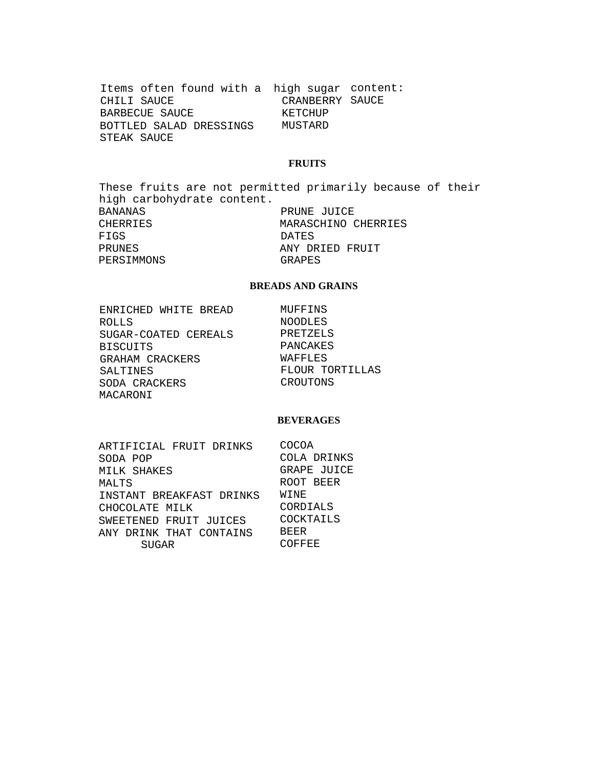Items often found with a high sugar content:

CHILI SAUCE
BARBECUE SAUCE
BOTTLED SALAD DRESSINGS
STEAK SAUCE
CRANBERRY SAUCE
KETCHUP
MUSTARD

## FRUITS

These fruits are not permitted primarily because of their high carbohydrate content.

BANANAS
CHERRIES
FIGS
PRUNES
PERSIMMONS
PRUNE JUICE
MARASCHINO CHERRIES
DATES
ANY DRIED FRUIT
GRAPES

## BREADS AND GRAINS

ENRICHED WHITE BREAD
ROLLS
SUGAR-COATED CEREALS
BISCUITS
GRAHAM CRACKERS
SALTINES
SODA CRACKERS
MACARONI
MUFFINS
NOODLES
PRETZELS
PANCAKES
WAFFLES
FLOUR TORTILLAS
CROUTONS

## BEVERAGES

ARTIFICIAL FRUIT DRINKS
SODA POP
MILK SHAKES
MALTS
INSTANT BREAKFAST DRINKS
CHOCOLATE MILK
SWEETENED FRUIT JUICES
ANY DRINK THAT CONTAINS SUGAR
COCOA
COLA DRINKS
GRAPE JUICE
ROOT BEER
WINE
CORDIALS
COCKTAILS
BEER
COFFEE